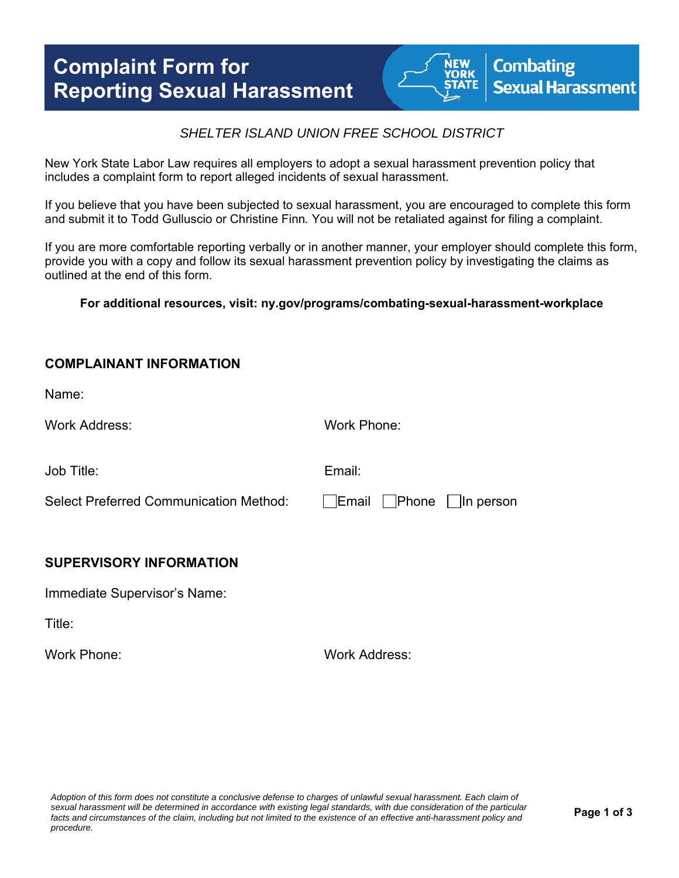# Complaint Form for Reporting Sexual Harassment

NEW YORK STATE | Combating Sexual Harassment

*SHELTER ISLAND UNION FREE SCHOOL DISTRICT*

New York State Labor Law requires all employers to adopt a sexual harassment prevention policy that includes a complaint form to report alleged incidents of sexual harassment.

If you believe that you have been subjected to sexual harassment, you are encouraged to complete this form and submit it to Todd Gulluscio or Christine Finn. You will not be retaliated against for filing a complaint.

If you are more comfortable reporting verbally or in another manner, your employer should complete this form, provide you with a copy and follow its sexual harassment prevention policy by investigating the claims as outlined at the end of this form.

**For additional resources, visit: ny.gov/programs/combating-sexual-harassment-workplace**

## COMPLAINANT INFORMATION

Name:

Work Address:

Work Phone:

Job Title:

Email:

Select Preferred Communication Method: ☐ Email ☐ Phone ☐ In person

## SUPERVISORY INFORMATION

Immediate Supervisor's Name:

Title:

Work Phone:

Work Address:

*Adoption of this form does not constitute a conclusive defense to charges of unlawful sexual harassment. Each claim of sexual harassment will be determined in accordance with existing legal standards, with due consideration of the particular facts and circumstances of the claim, including but not limited to the existence of an effective anti-harassment policy and procedure.*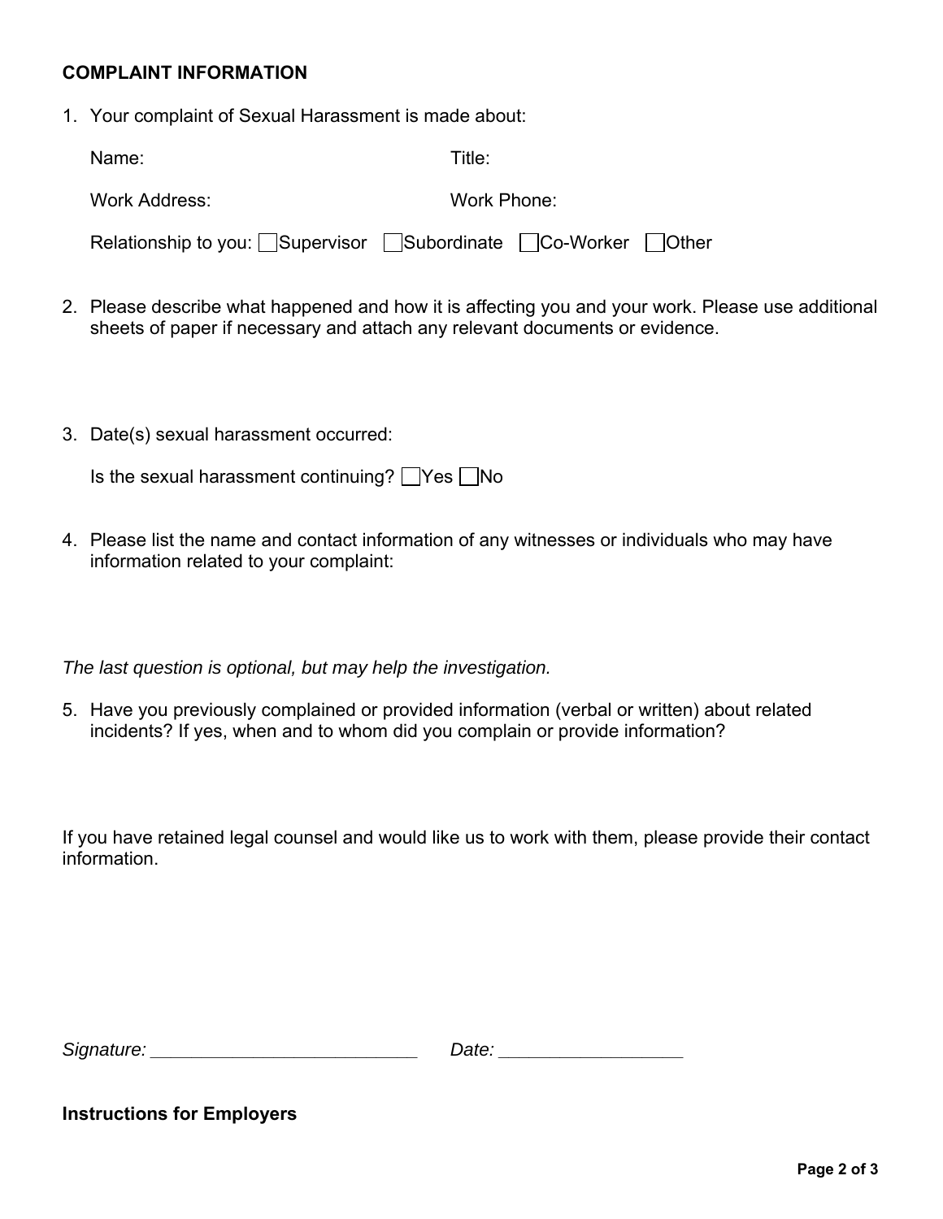**COMPLAINT INFORMATION**

1. Your complaint of Sexual Harassment is made about:

   Name: Title:

   Work Address: Work Phone:

   Relationship to you: ☐ Supervisor ☐ Subordinate ☐ Co-Worker ☐ Other

2. Please describe what happened and how it is affecting you and your work. Please use additional sheets of paper if necessary and attach any relevant documents or evidence.

3. Date(s) sexual harassment occurred:

   Is the sexual harassment continuing? ☐ Yes ☐ No

4. Please list the name and contact information of any witnesses or individuals who may have information related to your complaint:

*The last question is optional, but may help the investigation.*

5. Have you previously complained or provided information (verbal or written) about related incidents? If yes, when and to whom did you complain or provide information?

If you have retained legal counsel and would like us to work with them, please provide their contact information.

*Signature:* ___________________________ *Date:* ___________________

**Instructions for Employers**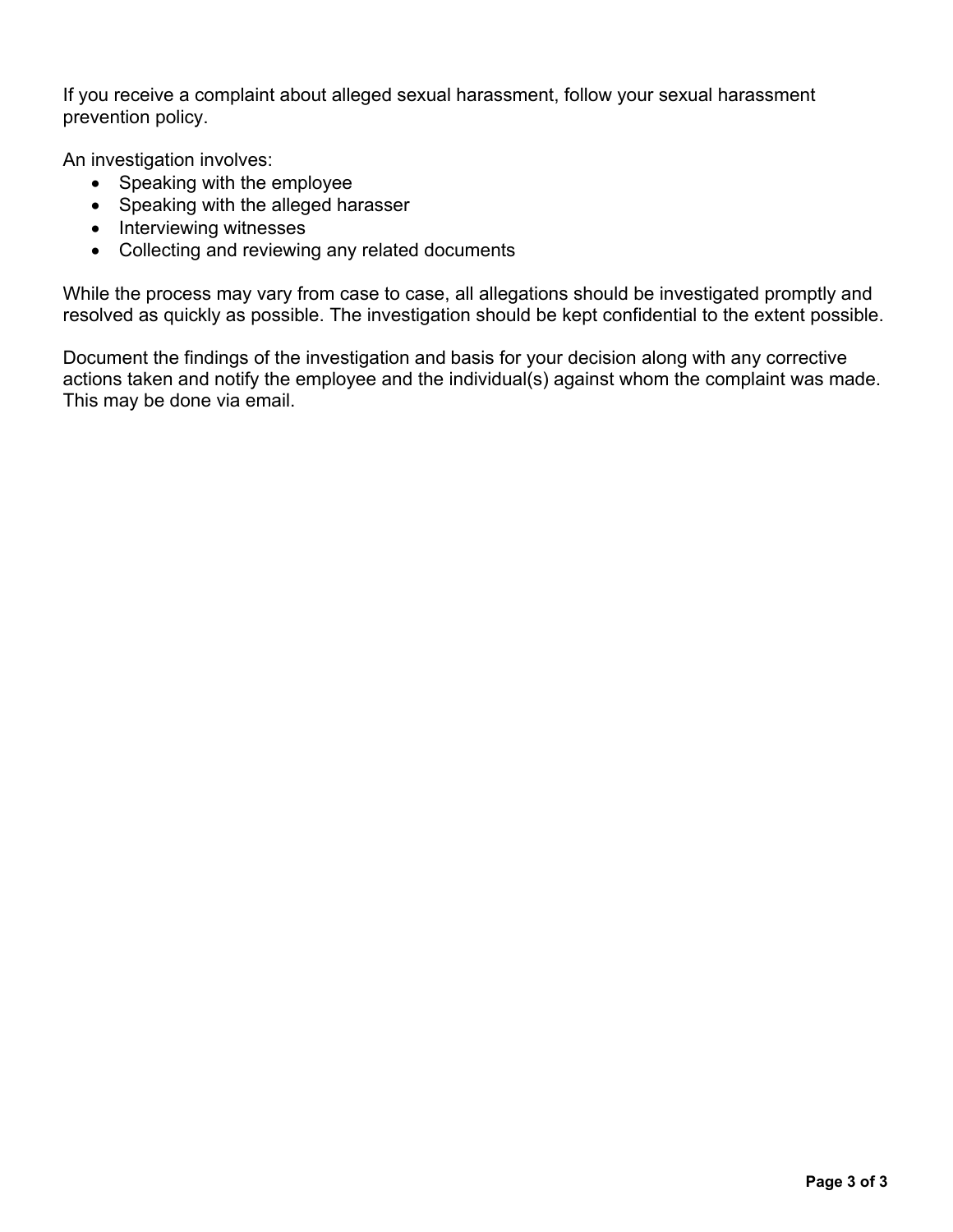If you receive a complaint about alleged sexual harassment, follow your sexual harassment prevention policy.

An investigation involves:

- Speaking with the employee
- Speaking with the alleged harasser
- Interviewing witnesses
- Collecting and reviewing any related documents

While the process may vary from case to case, all allegations should be investigated promptly and resolved as quickly as possible. The investigation should be kept confidential to the extent possible.

Document the findings of the investigation and basis for your decision along with any corrective actions taken and notify the employee and the individual(s) against whom the complaint was made. This may be done via email.